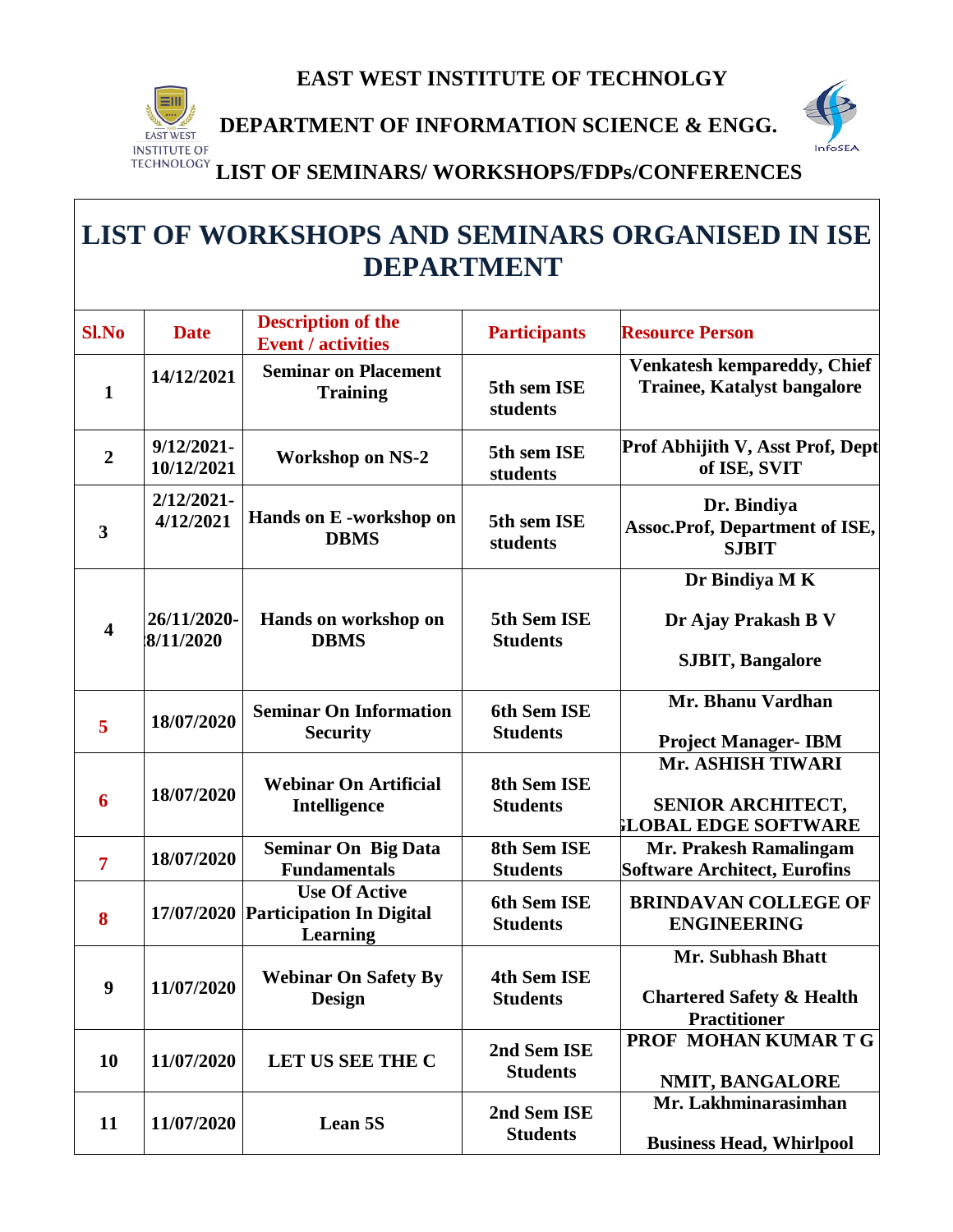# EAST WEST INSTITUTE OF TECHNOLGY

## DEPARTMENT OF INFORMATION SCIENCE & ENGG.

## LIST OF SEMINARS/ WORKSHOPS/FDPs/CONFERENCES

# LIST OF WORKSHOPS AND SEMINARS ORGANISED IN ISE DEPARTMENT

| Sl.No | Date | Description of the Event / activities | Participants | Resource Person |
|---|---|---|---|---|
| 1 | 14/12/2021 | Seminar on Placement Training | 5th sem ISE students | Venkatesh kempareddy, Chief Trainee, Katalyst bangalore |
| 2 | 9/12/2021-10/12/2021 | Workshop on NS-2 | 5th sem ISE students | Prof Abhijith V, Asst Prof, Dept of ISE, SVIT |
| 3 | 2/12/2021-4/12/2021 | Hands on E -workshop on DBMS | 5th sem ISE students | Dr. Bindiya Assoc.Prof, Department of ISE, SJBIT |
| 4 | 26/11/2020-8/11/2020 | Hands on workshop on DBMS | 5th Sem ISE Students | Dr Bindiya M K<br>Dr Ajay Prakash B V<br>SJBIT, Bangalore |
| 5 | 18/07/2020 | Seminar On Information Security | 6th Sem ISE Students | Mr. Bhanu Vardhan<br>Project Manager- IBM |
| 6 | 18/07/2020 | Webinar On Artificial Intelligence | 8th Sem ISE Students | Mr. ASHISH TIWARI<br>SENIOR ARCHITECT, GLOBAL EDGE SOFTWARE |
| 7 | 18/07/2020 | Seminar On Big Data Fundamentals | 8th Sem ISE Students | Mr. Prakesh Ramalingam Software Architect, Eurofins |
| 8 | 17/07/2020 | Use Of Active Participation In Digital Learning | 6th Sem ISE Students | BRINDAVAN COLLEGE OF ENGINEERING |
| 9 | 11/07/2020 | Webinar On Safety By Design | 4th Sem ISE Students | Mr. Subhash Bhatt<br>Chartered Safety & Health Practitioner |
| 10 | 11/07/2020 | LET US SEE THE C | 2nd Sem ISE Students | PROF MOHAN KUMAR T G<br>NMIT, BANGALORE |
| 11 | 11/07/2020 | Lean 5S | 2nd Sem ISE Students | Mr. Lakhminarasimhan<br>Business Head, Whirlpool |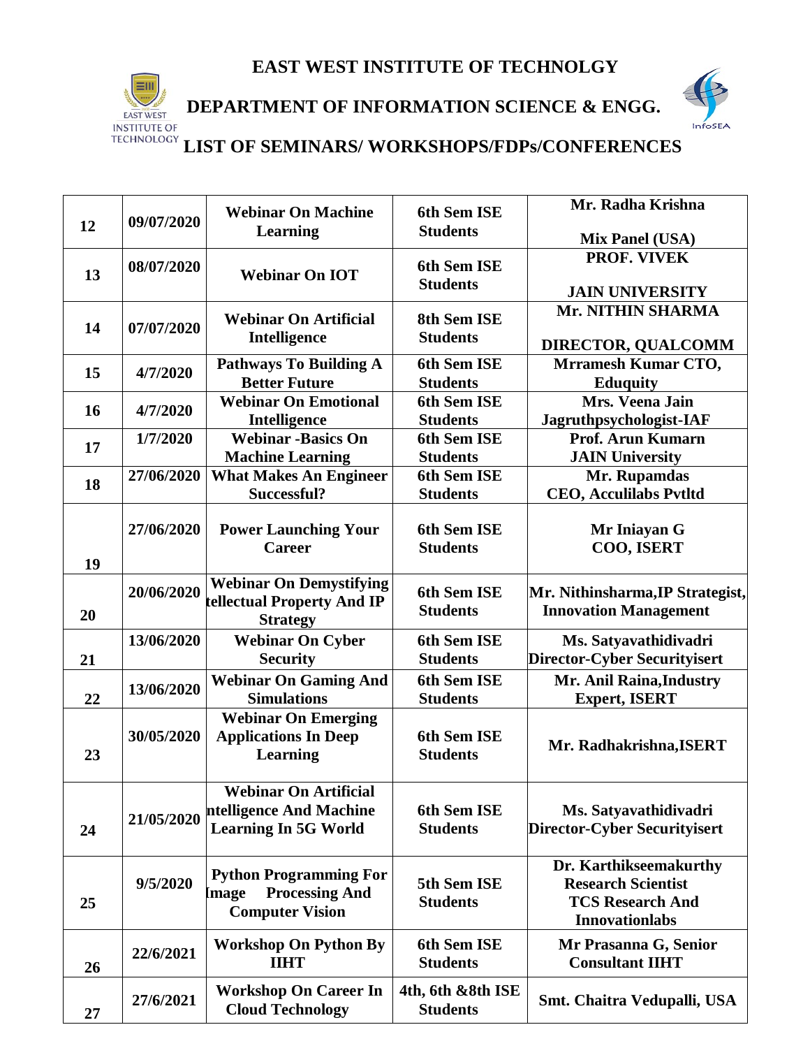# EAST WEST INSTITUTE OF TECHNOLGY

## DEPARTMENT OF INFORMATION SCIENCE & ENGG.

## LIST OF SEMINARS/ WORKSHOPS/FDPs/CONFERENCES

| | | | | |
|---|---|---|---|---|
| 12 | 09/07/2020 | Webinar On Machine Learning | 6th Sem ISE Students | Mr. Radha Krishna Mix Panel (USA) |
| 13 | 08/07/2020 | Webinar On IOT | 6th Sem ISE Students | PROF. VIVEK JAIN UNIVERSITY |
| 14 | 07/07/2020 | Webinar On Artificial Intelligence | 8th Sem ISE Students | Mr. NITHIN SHARMA DIRECTOR, QUALCOMM |
| 15 | 4/7/2020 | Pathways To Building A Better Future | 6th Sem ISE Students | Mrramesh Kumar CTO, Eduquity |
| 16 | 4/7/2020 | Webinar On Emotional Intelligence | 6th Sem ISE Students | Mrs. Veena Jain Jagruthpsychologist-IAF |
| 17 | 1/7/2020 | Webinar -Basics On Machine Learning | 6th Sem ISE Students | Prof. Arun Kumarn JAIN University |
| 18 | 27/06/2020 | What Makes An Engineer Successful? | 6th Sem ISE Students | Mr. Rupamdas CEO, Acculilabs Pvtltd |
| 19 | 27/06/2020 | Power Launching Your Career | 6th Sem ISE Students | Mr Iniayan G COO, ISERT |
| 20 | 20/06/2020 | Webinar On Demystifying Intellectual Property And IP Strategy | 6th Sem ISE Students | Mr. Nithinsharma,IP Strategist, Innovation Management |
| 21 | 13/06/2020 | Webinar On Cyber Security | 6th Sem ISE Students | Ms. Satyavathidivadri Director-Cyber Securityisert |
| 22 | 13/06/2020 | Webinar On Gaming And Simulations | 6th Sem ISE Students | Mr. Anil Raina,Industry Expert, ISERT |
| 23 | 30/05/2020 | Webinar On Emerging Applications In Deep Learning | 6th Sem ISE Students | Mr. Radhakrishna,ISERT |
| 24 | 21/05/2020 | Webinar On Artificial Intelligence And Machine Learning In 5G World | 6th Sem ISE Students | Ms. Satyavathidivadri Director-Cyber Securityisert |
| 25 | 9/5/2020 | Python Programming For Image Processing And Computer Vision | 5th Sem ISE Students | Dr. Karthikseemakurthy Research Scientist TCS Research And Innovationlabs |
| 26 | 22/6/2021 | Workshop On Python By IIHT | 6th Sem ISE Students | Mr Prasanna G, Senior Consultant IIHT |
| 27 | 27/6/2021 | Workshop On Career In Cloud Technology | 4th, 6th &8th ISE Students | Smt. Chaitra Vedupalli, USA |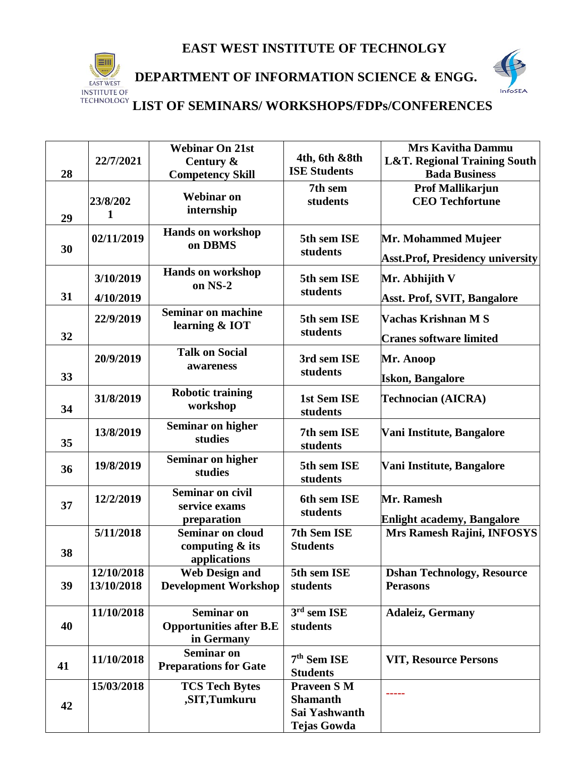# EAST WEST INSTITUTE OF TECHNOLGY

## DEPARTMENT OF INFORMATION SCIENCE & ENGG.

## LIST OF SEMINARS/ WORKSHOPS/FDPs/CONFERENCES

| | | | | |
|---|---|---|---|---|
| 28 | 22/7/2021 | Webinar On 21st Century & Competency Skill | 4th, 6th &8th ISE Students | Mrs Kavitha Dammu L&T. Regional Training South Bada Business |
| 29 | 23/8/2021 | Webinar on internship | 7th sem students | Prof Mallikarjun CEO Techfortune |
| 30 | 02/11/2019 | Hands on workshop on DBMS | 5th sem ISE students | Mr. Mohammed Mujeer Asst.Prof, Presidency university |
| 31 | 3/10/2019 4/10/2019 | Hands on workshop on NS-2 | 5th sem ISE students | Mr. Abhijith V Asst. Prof, SVIT, Bangalore |
| 32 | 22/9/2019 | Seminar on machine learning & IOT | 5th sem ISE students | Vachas Krishnan M S Cranes software limited |
| 33 | 20/9/2019 | Talk on Social awareness | 3rd sem ISE students | Mr. Anoop Iskon, Bangalore |
| 34 | 31/8/2019 | Robotic training workshop | 1st Sem ISE students | Technocian (AICRA) |
| 35 | 13/8/2019 | Seminar on higher studies | 7th sem ISE students | Vani Institute, Bangalore |
| 36 | 19/8/2019 | Seminar on higher studies | 5th sem ISE students | Vani Institute, Bangalore |
| 37 | 12/2/2019 | Seminar on civil service exams preparation | 6th sem ISE students | Mr. Ramesh Enlight academy, Bangalore |
| 38 | 5/11/2018 | Seminar on cloud computing & its applications | 7th Sem ISE Students | Mrs Ramesh Rajini, INFOSYS |
| 39 | 12/10/2018 13/10/2018 | Web Design and Development Workshop | 5th sem ISE students | Dshan Technology, Resource Perasons |
| 40 | 11/10/2018 | Seminar on Opportunities after B.E in Germany | 3rd sem ISE students | Adaleiz, Germany |
| 41 | 11/10/2018 | Seminar on Preparations for Gate | 7th Sem ISE Students | VIT, Resource Persons |
| 42 | 15/03/2018 | TCS Tech Bytes ,SIT,Tumkuru | Praveen S M Shamanth Sai Yashwanth Tejas Gowda | ----- |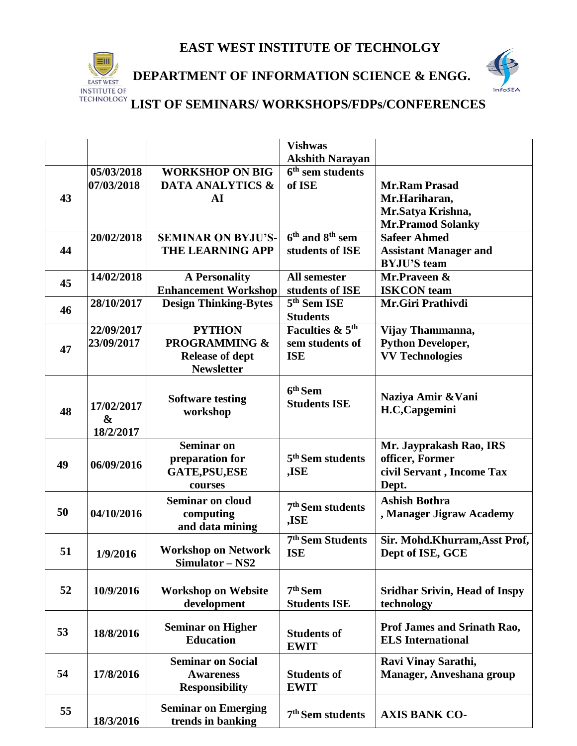# EAST WEST INSTITUTE OF TECHNOLGY

## DEPARTMENT OF INFORMATION SCIENCE & ENGG.

## LIST OF SEMINARS/ WORKSHOPS/FDPs/CONFERENCES

| | | | | |
|---|---|---|---|---|
| | | | **Vishwas Akshith Narayan** | |
| **43** | **05/03/2018 07/03/2018** | **WORKSHOP ON BIG DATA ANALYTICS & AI** | **6th sem students of ISE** | **Mr.Ram Prasad Mr.Hariharan, Mr.Satya Krishna, Mr.Pramod Solanky** |
| **44** | **20/02/2018** | **SEMINAR ON BYJU'S-THE LEARNING APP** | **6th and 8th sem students of ISE** | **Safeer Ahmed Assistant Manager and BYJU'S team** |
| **45** | **14/02/2018** | **A Personality Enhancement Workshop** | **All semester students of ISE** | **Mr.Praveen & ISKCON team** |
| **46** | **28/10/2017** | **Design Thinking-Bytes** | **5th Sem ISE Students** | **Mr.Giri Prathivdi** |
| **47** | **22/09/2017 23/09/2017** | **PYTHON PROGRAMMING & Release of dept Newsletter** | **Faculties & 5th sem students of ISE** | **Vijay Thammanna, Python Developer, VV Technologies** |
| **48** | **17/02/2017 & 18/2/2017** | **Software testing workshop** | **6th Sem Students ISE** | **Naziya Amir &Vani H.C,Capgemini** |
| **49** | **06/09/2016** | **Seminar on preparation for GATE,PSU,ESE courses** | **5th Sem students ,ISE** | **Mr. Jayprakash Rao, IRS officer, Former civil Servant , Income Tax Dept.** |
| **50** | **04/10/2016** | **Seminar on cloud computing and data mining** | **7th Sem students ,ISE** | **Ashish Bothra , Manager Jigraw Academy** |
| **51** | **1/9/2016** | **Workshop on Network Simulator – NS2** | **7th Sem Students ISE** | **Sir. Mohd.Khurram,Asst Prof, Dept of ISE, GCE** |
| **52** | **10/9/2016** | **Workshop on Website development** | **7th Sem Students ISE** | **Sridhar Srivin, Head of Inspy technology** |
| **53** | **18/8/2016** | **Seminar on Higher Education** | **Students of EWIT** | **Prof James and Srinath Rao, ELS International** |
| **54** | **17/8/2016** | **Seminar on Social Awareness Responsibility** | **Students of EWIT** | **Ravi Vinay Sarathi, Manager, Anveshana group** |
| **55** | **18/3/2016** | **Seminar on Emerging trends in banking** | **7th Sem students** | **AXIS BANK CO-** |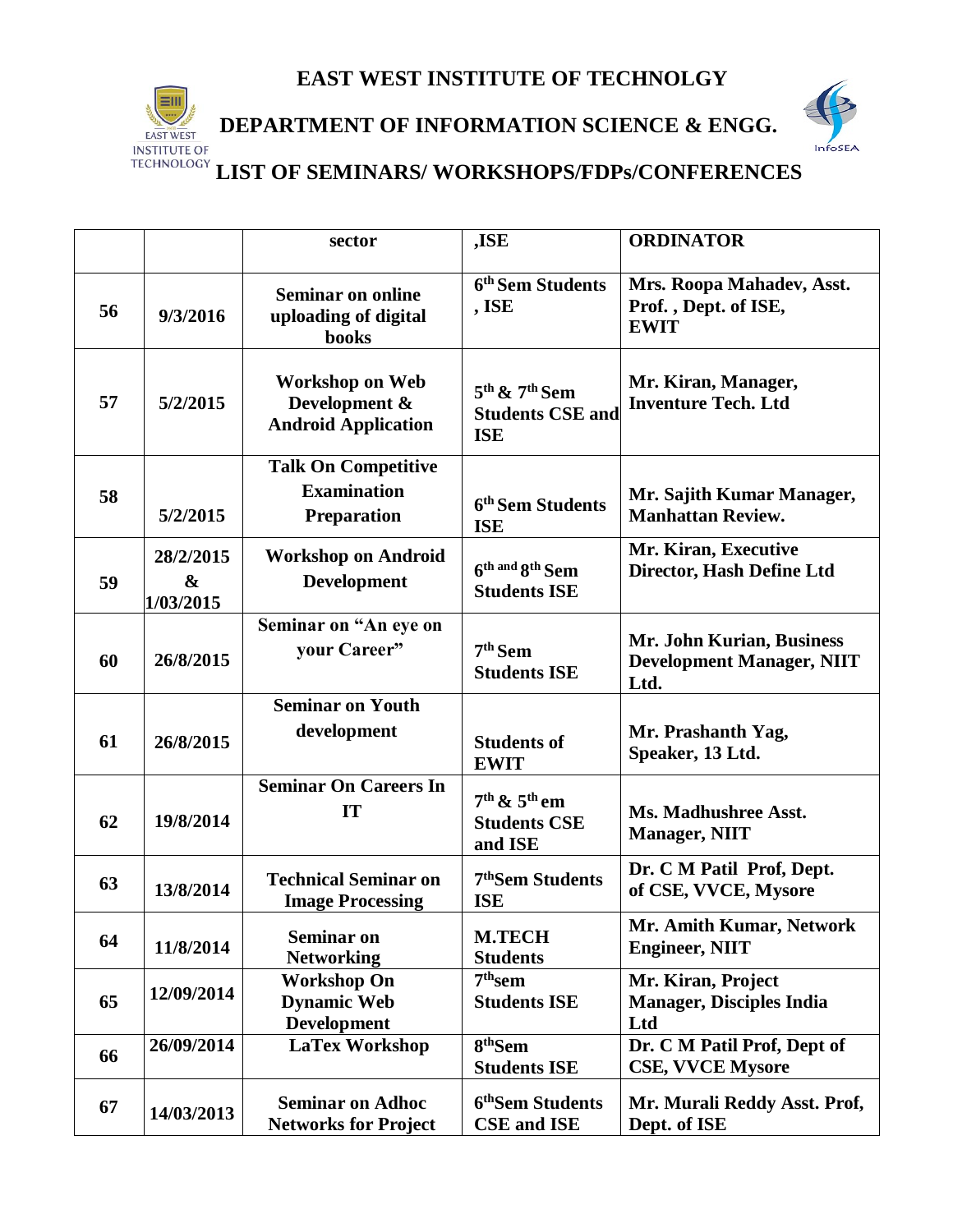# EAST WEST INSTITUTE OF TECHNOLGY

## DEPARTMENT OF INFORMATION SCIENCE & ENGG.

## LIST OF SEMINARS/ WORKSHOPS/FDPs/CONFERENCES

| | | sector | ,ISE | ORDINATOR |
|---|---|---|---|---|
| 56 | 9/3/2016 | Seminar on online uploading of digital books | 6th Sem Students , ISE | Mrs. Roopa Mahadev, Asst. Prof. , Dept. of ISE, EWIT |
| 57 | 5/2/2015 | Workshop on Web Development & Android Application | 5th & 7th Sem Students CSE and ISE | Mr. Kiran, Manager, Inventure Tech. Ltd |
| 58 | 5/2/2015 | Talk On Competitive Examination Preparation | 6th Sem Students ISE | Mr. Sajith Kumar Manager, Manhattan Review. |
| 59 | 28/2/2015 & 1/03/2015 | Workshop on Android Development | 6th and 8th Sem Students ISE | Mr. Kiran, Executive Director, Hash Define Ltd |
| 60 | 26/8/2015 | Seminar on "An eye on your Career" | 7th Sem Students ISE | Mr. John Kurian, Business Development Manager, NIIT Ltd. |
| 61 | 26/8/2015 | Seminar on Youth development | Students of EWIT | Mr. Prashanth Yag, Speaker, 13 Ltd. |
| 62 | 19/8/2014 | Seminar On Careers In IT | 7th & 5th em Students CSE and ISE | Ms. Madhushree Asst. Manager, NIIT |
| 63 | 13/8/2014 | Technical Seminar on Image Processing | 7thSem Students ISE | Dr. C M Patil Prof, Dept. of CSE, VVCE, Mysore |
| 64 | 11/8/2014 | Seminar on Networking | M.TECH Students | Mr. Amith Kumar, Network Engineer, NIIT |
| 65 | 12/09/2014 | Workshop On Dynamic Web Development | 7thsem Students ISE | Mr. Kiran, Project Manager, Disciples India Ltd |
| 66 | 26/09/2014 | LaTex Workshop | 8thSem Students ISE | Dr. C M Patil Prof, Dept of CSE, VVCE Mysore |
| 67 | 14/03/2013 | Seminar on Adhoc Networks for Project | 6thSem Students CSE and ISE | Mr. Murali Reddy Asst. Prof, Dept. of ISE |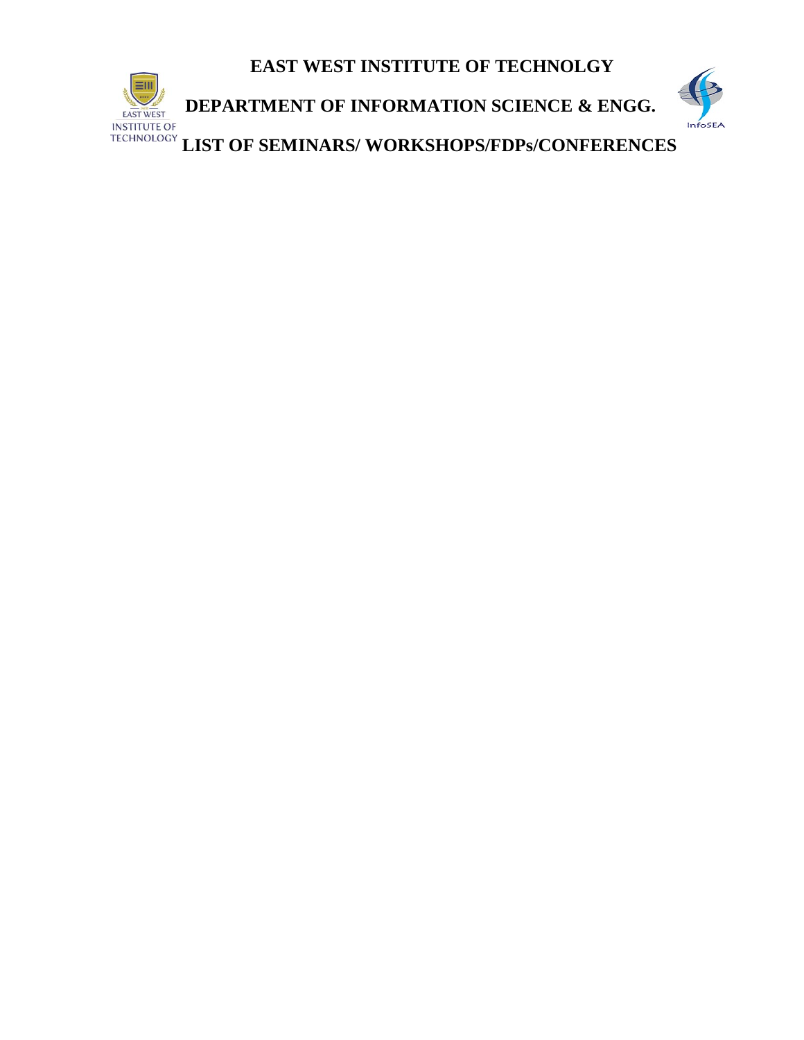# EAST WEST INSTITUTE OF TECHNOLGY

## DEPARTMENT OF INFORMATION SCIENCE & ENGG.

## LIST OF SEMINARS/ WORKSHOPS/FDPs/CONFERENCES